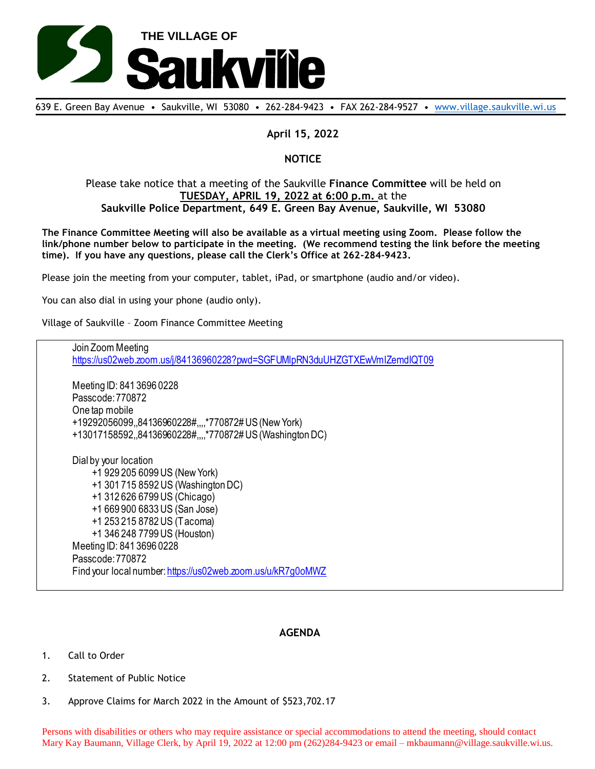# THE VILLAGE OF Saukville

639 E. Green Bay Avenue • Saukville, WI 53080 • 262-284-9423 • FAX 262-284-9527 • www.village.saukville.wi.us

**April 15, 2022**

**NOTICE**

Please take notice that a meeting of the Saukville **Finance Committee** will be held on **TUESDAY, APRIL 19, 2022 at 6:00 p.m.** at the **Saukville Police Department, 649 E. Green Bay Avenue, Saukville, WI 53080**

**The Finance Committee Meeting will also be available as a virtual meeting using Zoom. Please follow the link/phone number below to participate in the meeting. (We recommend testing the link before the meeting time). If you have any questions, please call the Clerk's Office at 262-284-9423.**

Please join the meeting from your computer, tablet, iPad, or smartphone (audio and/or video).

You can also dial in using your phone (audio only).

Village of Saukville – Zoom Finance Committee Meeting

Join Zoom Meeting
https://us02web.zoom.us/j/84136960228?pwd=SGFUMlpRN3duUHZGTXEwVmlZemdIQT09

Meeting ID: 841 3696 0228
Passcode: 770872
One tap mobile
+19292056099,,84136960228#,,,,*770872# US (New York)
+13017158592,,84136960228#,,,,*770872# US (Washington DC)

Dial by your location
- +1 929 205 6099 US (New York)
- +1 301 715 8592 US (Washington DC)
- +1 312 626 6799 US (Chicago)
- +1 669 900 6833 US (San Jose)
- +1 253 215 8782 US (Tacoma)
- +1 346 248 7799 US (Houston)

Meeting ID: 841 3696 0228
Passcode: 770872
Find your local number: https://us02web.zoom.us/u/kR7g0oMWZ

**AGENDA**

1. Call to Order
2. Statement of Public Notice
3. Approve Claims for March 2022 in the Amount of $523,702.17

Persons with disabilities or others who may require assistance or special accommodations to attend the meeting, should contact Mary Kay Baumann, Village Clerk, by April 19, 2022 at 12:00 pm (262)284-9423 or email – mkbaumann@village.saukville.wi.us.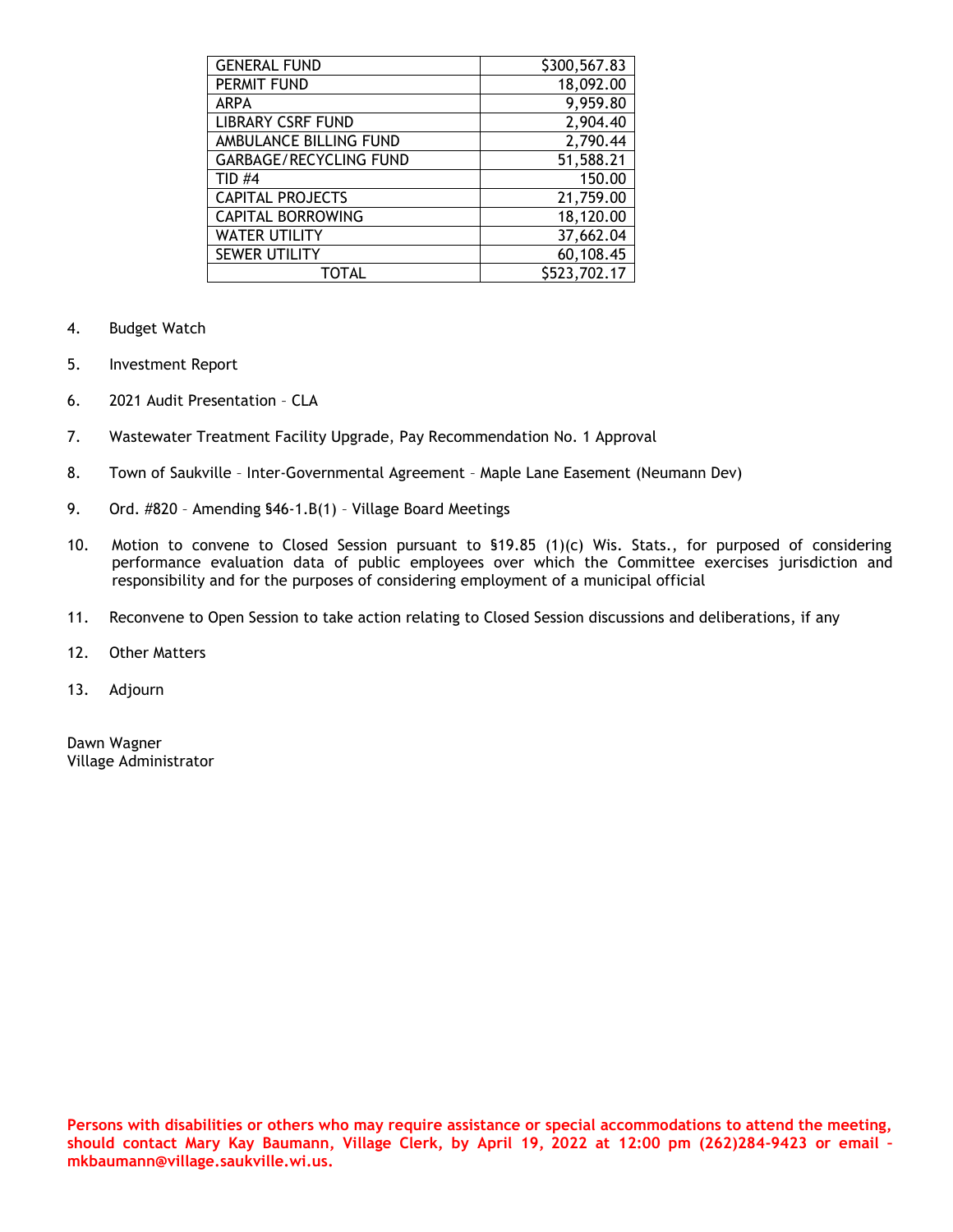| | |
|---|---|
| GENERAL FUND | $300,567.83 |
| PERMIT FUND | 18,092.00 |
| ARPA | 9,959.80 |
| LIBRARY CSRF FUND | 2,904.40 |
| AMBULANCE BILLING FUND | 2,790.44 |
| GARBAGE/RECYCLING FUND | 51,588.21 |
| TID #4 | 150.00 |
| CAPITAL PROJECTS | 21,759.00 |
| CAPITAL BORROWING | 18,120.00 |
| WATER UTILITY | 37,662.04 |
| SEWER UTILITY | 60,108.45 |
| TOTAL | $523,702.17 |

4. Budget Watch

5. Investment Report

6. 2021 Audit Presentation – CLA

7. Wastewater Treatment Facility Upgrade, Pay Recommendation No. 1 Approval

8. Town of Saukville – Inter-Governmental Agreement – Maple Lane Easement (Neumann Dev)

9. Ord. #820 – Amending §46-1.B(1) – Village Board Meetings

10. Motion to convene to Closed Session pursuant to §19.85 (1)(c) Wis. Stats., for purposed of considering performance evaluation data of public employees over which the Committee exercises jurisdiction and responsibility and for the purposes of considering employment of a municipal official

11. Reconvene to Open Session to take action relating to Closed Session discussions and deliberations, if any

12. Other Matters

13. Adjourn

Dawn Wagner
Village Administrator

**Persons with disabilities or others who may require assistance or special accommodations to attend the meeting, should contact Mary Kay Baumann, Village Clerk, by April 19, 2022 at 12:00 pm (262)284-9423 or email – mkbaumann@village.saukville.wi.us.**